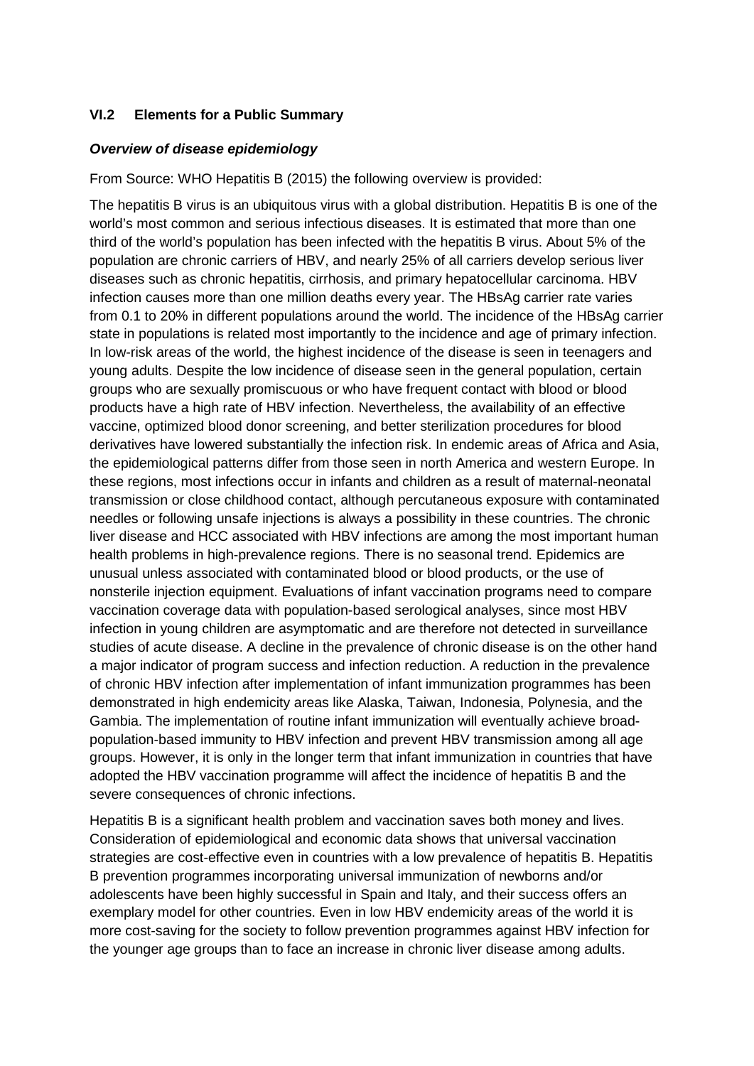## VI.2 Elements for a Public Summary

### *Overview of disease epidemiology*

From Source: WHO Hepatitis B (2015) the following overview is provided:

The hepatitis B virus is an ubiquitous virus with a global distribution. Hepatitis B is one of the world's most common and serious infectious diseases. It is estimated that more than one third of the world's population has been infected with the hepatitis B virus. About 5% of the population are chronic carriers of HBV, and nearly 25% of all carriers develop serious liver diseases such as chronic hepatitis, cirrhosis, and primary hepatocellular carcinoma. HBV infection causes more than one million deaths every year. The HBsAg carrier rate varies from 0.1 to 20% in different populations around the world. The incidence of the HBsAg carrier state in populations is related most importantly to the incidence and age of primary infection. In low-risk areas of the world, the highest incidence of the disease is seen in teenagers and young adults. Despite the low incidence of disease seen in the general population, certain groups who are sexually promiscuous or who have frequent contact with blood or blood products have a high rate of HBV infection. Nevertheless, the availability of an effective vaccine, optimized blood donor screening, and better sterilization procedures for blood derivatives have lowered substantially the infection risk. In endemic areas of Africa and Asia, the epidemiological patterns differ from those seen in north America and western Europe. In these regions, most infections occur in infants and children as a result of maternal-neonatal transmission or close childhood contact, although percutaneous exposure with contaminated needles or following unsafe injections is always a possibility in these countries. The chronic liver disease and HCC associated with HBV infections are among the most important human health problems in high-prevalence regions. There is no seasonal trend. Epidemics are unusual unless associated with contaminated blood or blood products, or the use of nonsterile injection equipment. Evaluations of infant vaccination programs need to compare vaccination coverage data with population-based serological analyses, since most HBV infection in young children are asymptomatic and are therefore not detected in surveillance studies of acute disease. A decline in the prevalence of chronic disease is on the other hand a major indicator of program success and infection reduction. A reduction in the prevalence of chronic HBV infection after implementation of infant immunization programmes has been demonstrated in high endemicity areas like Alaska, Taiwan, Indonesia, Polynesia, and the Gambia. The implementation of routine infant immunization will eventually achieve broad-population-based immunity to HBV infection and prevent HBV transmission among all age groups. However, it is only in the longer term that infant immunization in countries that have adopted the HBV vaccination programme will affect the incidence of hepatitis B and the severe consequences of chronic infections.

Hepatitis B is a significant health problem and vaccination saves both money and lives. Consideration of epidemiological and economic data shows that universal vaccination strategies are cost-effective even in countries with a low prevalence of hepatitis B. Hepatitis B prevention programmes incorporating universal immunization of newborns and/or adolescents have been highly successful in Spain and Italy, and their success offers an exemplary model for other countries. Even in low HBV endemicity areas of the world it is more cost-saving for the society to follow prevention programmes against HBV infection for the younger age groups than to face an increase in chronic liver disease among adults.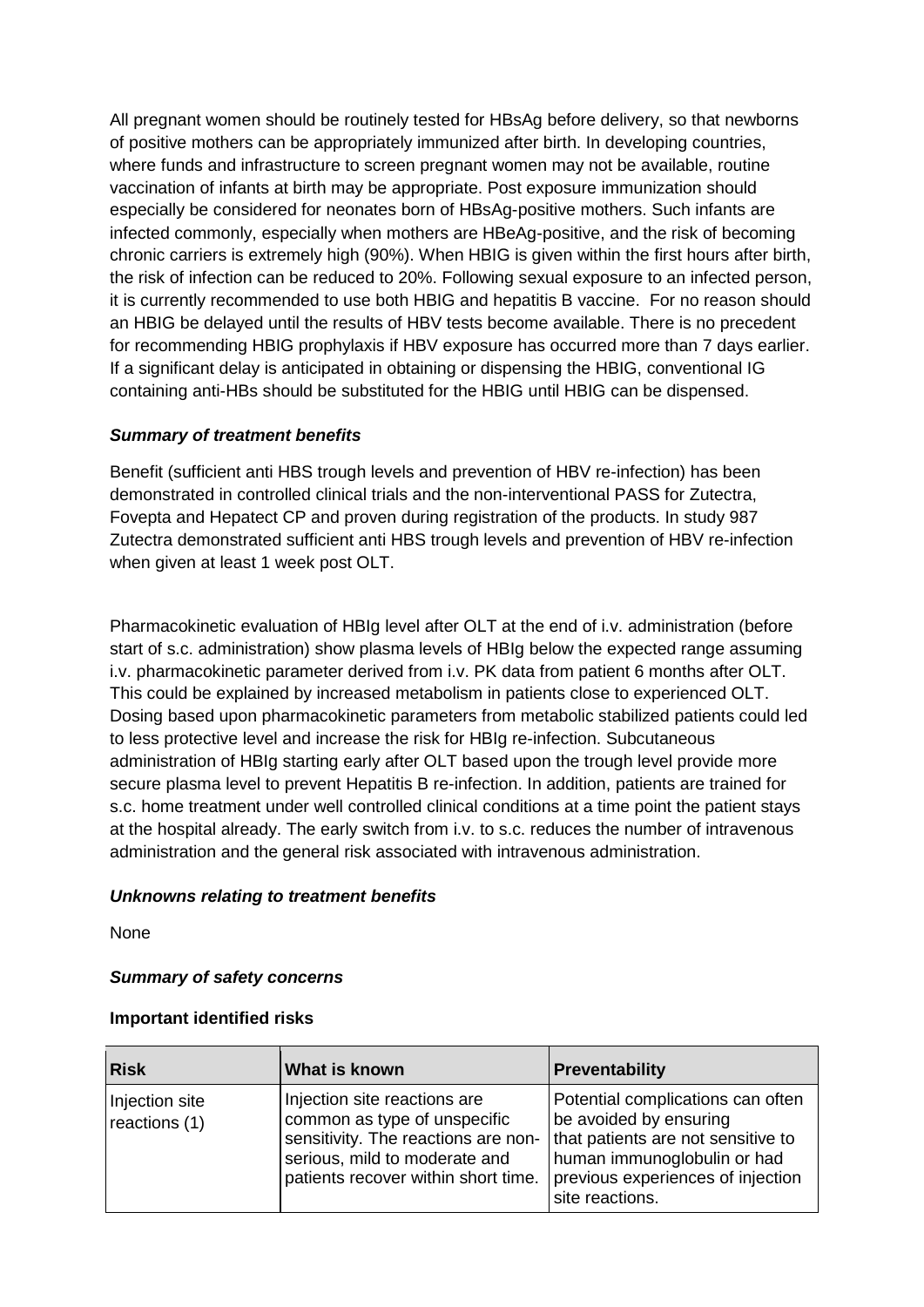All pregnant women should be routinely tested for HBsAg before delivery, so that newborns of positive mothers can be appropriately immunized after birth. In developing countries, where funds and infrastructure to screen pregnant women may not be available, routine vaccination of infants at birth may be appropriate. Post exposure immunization should especially be considered for neonates born of HBsAg-positive mothers. Such infants are infected commonly, especially when mothers are HBeAg-positive, and the risk of becoming chronic carriers is extremely high (90%). When HBIG is given within the first hours after birth, the risk of infection can be reduced to 20%. Following sexual exposure to an infected person, it is currently recommended to use both HBIG and hepatitis B vaccine. For no reason should an HBIG be delayed until the results of HBV tests become available. There is no precedent for recommending HBIG prophylaxis if HBV exposure has occurred more than 7 days earlier. If a significant delay is anticipated in obtaining or dispensing the HBIG, conventional IG containing anti-HBs should be substituted for the HBIG until HBIG can be dispensed.

***Summary of treatment benefits***

Benefit (sufficient anti HBS trough levels and prevention of HBV re-infection) has been demonstrated in controlled clinical trials and the non-interventional PASS for Zutectra, Fovepta and Hepatect CP and proven during registration of the products. In study 987 Zutectra demonstrated sufficient anti HBS trough levels and prevention of HBV re-infection when given at least 1 week post OLT.

Pharmacokinetic evaluation of HBIg level after OLT at the end of i.v. administration (before start of s.c. administration) show plasma levels of HBIg below the expected range assuming i.v. pharmacokinetic parameter derived from i.v. PK data from patient 6 months after OLT. This could be explained by increased metabolism in patients close to experienced OLT. Dosing based upon pharmacokinetic parameters from metabolic stabilized patients could led to less protective level and increase the risk for HBIg re-infection. Subcutaneous administration of HBIg starting early after OLT based upon the trough level provide more secure plasma level to prevent Hepatitis B re-infection. In addition, patients are trained for s.c. home treatment under well controlled clinical conditions at a time point the patient stays at the hospital already. The early switch from i.v. to s.c. reduces the number of intravenous administration and the general risk associated with intravenous administration.

***Unknowns relating to treatment benefits***

None

***Summary of safety concerns***

**Important identified risks**

| Risk | What is known | Preventability |
|---|---|---|
| Injection site reactions (1) | Injection site reactions are common as type of unspecific sensitivity. The reactions are non-serious, mild to moderate and patients recover within short time. | Potential complications can often be avoided by ensuring that patients are not sensitive to human immunoglobulin or had previous experiences of injection site reactions. |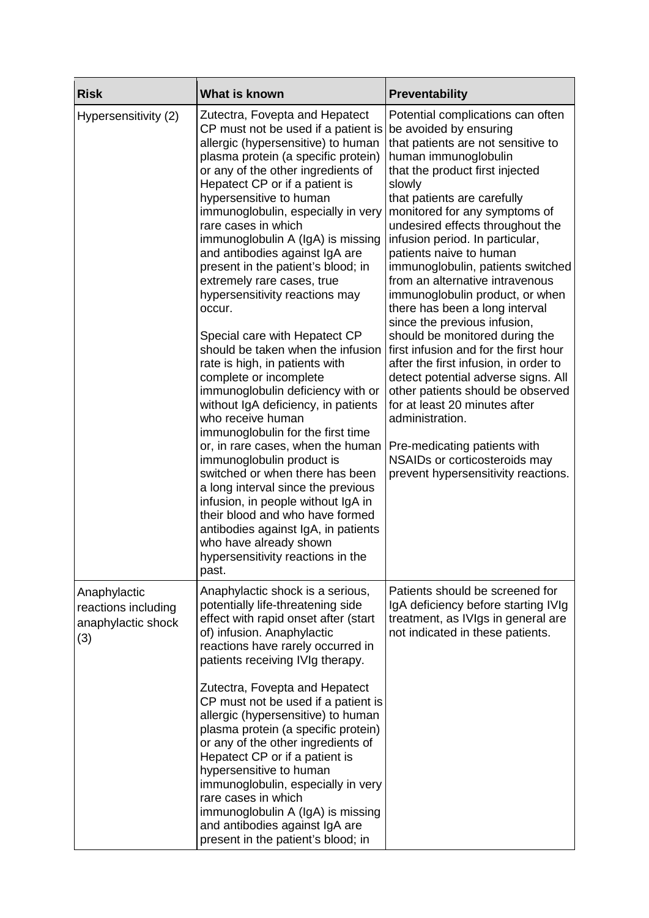| Risk | What is known | Preventability |
|---|---|---|
| Hypersensitivity (2) | Zutectra, Fovepta and Hepatect CP must not be used if a patient is allergic (hypersensitive) to human plasma protein (a specific protein) or any of the other ingredients of Hepatect CP or if a patient is hypersensitive to human immunoglobulin, especially in very rare cases in which immunoglobulin A (IgA) is missing and antibodies against IgA are present in the patient's blood; in extremely rare cases, true hypersensitivity reactions may occur.<br><br>Special care with Hepatect CP should be taken when the infusion rate is high, in patients with complete or incomplete immunoglobulin deficiency with or without IgA deficiency, in patients who receive human immunoglobulin for the first time or, in rare cases, when the human immunoglobulin product is switched or when there has been a long interval since the previous infusion, in people without IgA in their blood and who have formed antibodies against IgA, in patients who have already shown hypersensitivity reactions in the past. | Potential complications can often be avoided by ensuring that patients are not sensitive to human immunoglobulin that the product first injected slowly that patients are carefully monitored for any symptoms of undesired effects throughout the infusion period. In particular, patients naive to human immunoglobulin, patients switched from an alternative intravenous immunoglobulin product, or when there has been a long interval since the previous infusion, should be monitored during the first infusion and for the first hour after the first infusion, in order to detect potential adverse signs. All other patients should be observed for at least 20 minutes after administration.<br><br>Pre-medicating patients with NSAIDs or corticosteroids may prevent hypersensitivity reactions. |
| Anaphylactic reactions including anaphylactic shock (3) | Anaphylactic shock is a serious, potentially life-threatening side effect with rapid onset after (start of) infusion. Anaphylactic reactions have rarely occurred in patients receiving IVIg therapy.<br><br>Zutectra, Fovepta and Hepatect CP must not be used if a patient is allergic (hypersensitive) to human plasma protein (a specific protein) or any of the other ingredients of Hepatect CP or if a patient is hypersensitive to human immunoglobulin, especially in very rare cases in which immunoglobulin A (IgA) is missing and antibodies against IgA are present in the patient's blood; in | Patients should be screened for IgA deficiency before starting IVIg treatment, as IVIgs in general are not indicated in these patients. |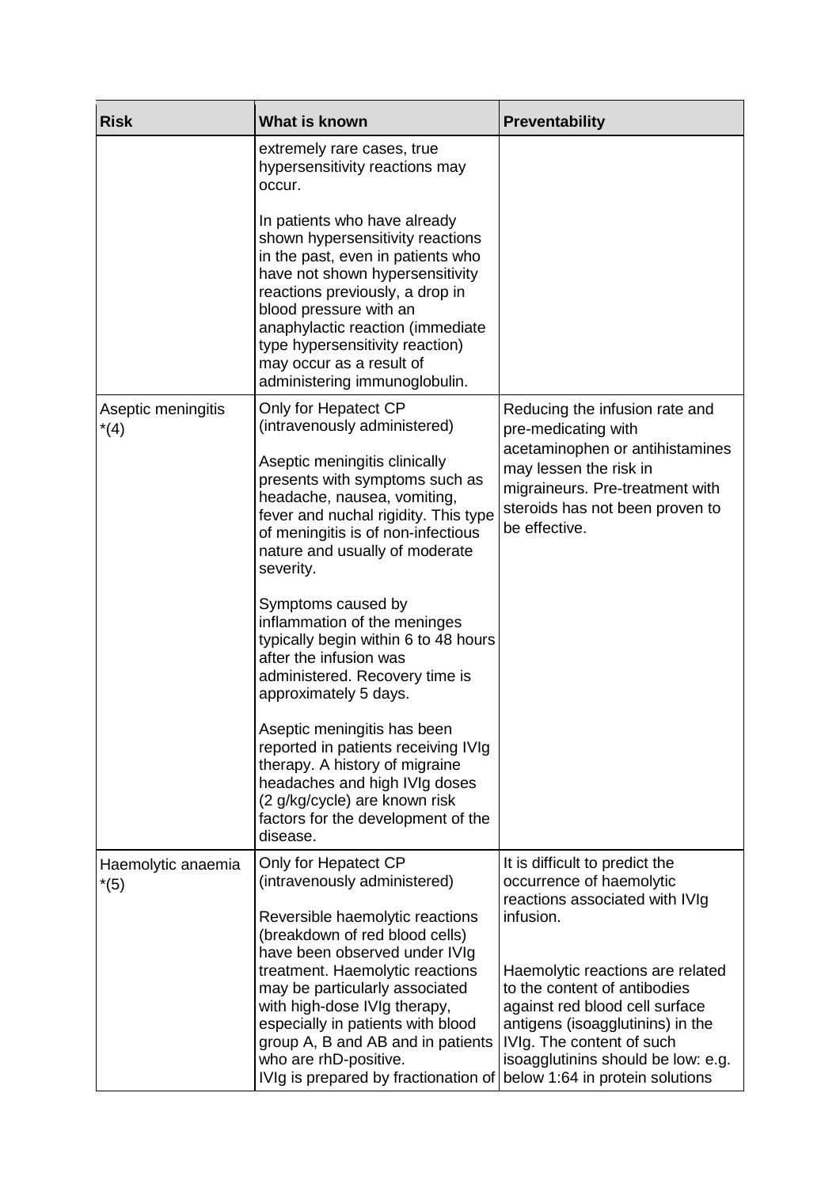| Risk | What is known | Preventability |
|---|---|---|
| | extremely rare cases, true hypersensitivity reactions may occur.<br><br>In patients who have already shown hypersensitivity reactions in the past, even in patients who have not shown hypersensitivity reactions previously, a drop in blood pressure with an anaphylactic reaction (immediate type hypersensitivity reaction) may occur as a result of administering immunoglobulin. | |
| Aseptic meningitis *(4) | Only for Hepatect CP (intravenously administered)<br><br>Aseptic meningitis clinically presents with symptoms such as headache, nausea, vomiting, fever and nuchal rigidity. This type of meningitis is of non-infectious nature and usually of moderate severity.<br><br>Symptoms caused by inflammation of the meninges typically begin within 6 to 48 hours after the infusion was administered. Recovery time is approximately 5 days.<br><br>Aseptic meningitis has been reported in patients receiving IVIg therapy. A history of migraine headaches and high IVIg doses (2 g/kg/cycle) are known risk factors for the development of the disease. | Reducing the infusion rate and pre-medicating with acetaminophen or antihistamines may lessen the risk in migraineurs. Pre-treatment with steroids has not been proven to be effective. |
| Haemolytic anaemia *(5) | Only for Hepatect CP (intravenously administered)<br><br>Reversible haemolytic reactions (breakdown of red blood cells) have been observed under IVIg treatment. Haemolytic reactions may be particularly associated with high-dose IVIg therapy, especially in patients with blood group A, B and AB and in patients who are rhD-positive.<br>IVIg is prepared by fractionation of | It is difficult to predict the occurrence of haemolytic reactions associated with IVIg infusion.<br><br>Haemolytic reactions are related to the content of antibodies against red blood cell surface antigens (isoagglutinins) in the IVIg. The content of such isoagglutinins should be low: e.g. below 1:64 in protein solutions |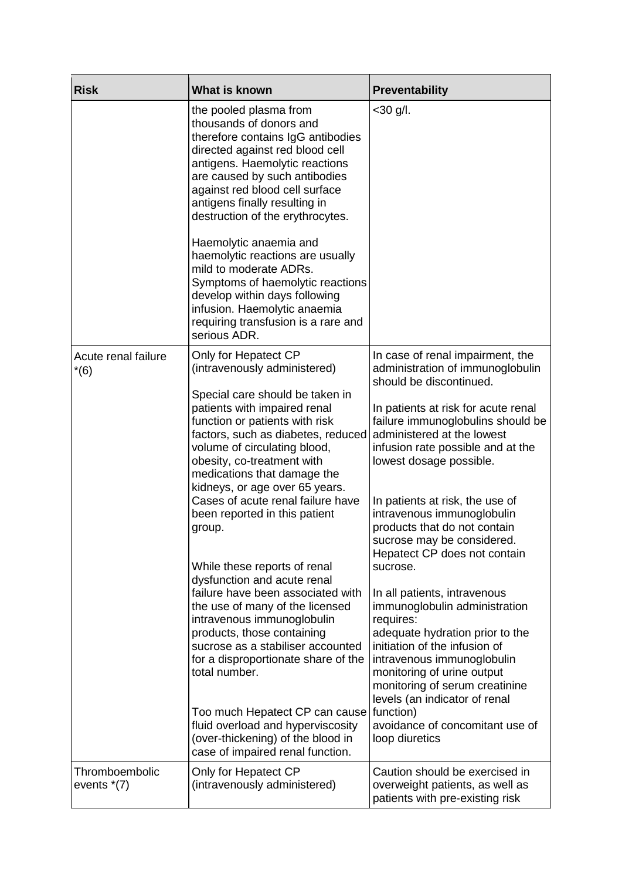| Risk | What is known | Preventability |
|---|---|---|
| | the pooled plasma from thousands of donors and therefore contains IgG antibodies directed against red blood cell antigens. Haemolytic reactions are caused by such antibodies against red blood cell surface antigens finally resulting in destruction of the erythrocytes.<br><br>Haemolytic anaemia and haemolytic reactions are usually mild to moderate ADRs. Symptoms of haemolytic reactions develop within days following infusion. Haemolytic anaemia requiring transfusion is a rare and serious ADR. | <30 g/l. |
| Acute renal failure *(6) | Only for Hepatect CP (intravenously administered)<br><br>Special care should be taken in patients with impaired renal function or patients with risk factors, such as diabetes, reduced volume of circulating blood, obesity, co-treatment with medications that damage the kidneys, or age over 65 years. Cases of acute renal failure have been reported in this patient group.<br><br>While these reports of renal dysfunction and acute renal failure have been associated with the use of many of the licensed intravenous immunoglobulin products, those containing sucrose as a stabiliser accounted for a disproportionate share of the total number.<br><br>Too much Hepatect CP can cause fluid overload and hyperviscosity (over-thickening) of the blood in case of impaired renal function. | In case of renal impairment, the administration of immunoglobulin should be discontinued.<br><br>In patients at risk for acute renal failure immunoglobulins should be administered at the lowest infusion rate possible and at the lowest dosage possible.<br><br>In patients at risk, the use of intravenous immunoglobulin products that do not contain sucrose may be considered. Hepatect CP does not contain sucrose.<br><br>In all patients, intravenous immunoglobulin administration requires:<br>adequate hydration prior to the initiation of the infusion of intravenous immunoglobulin<br>monitoring of urine output<br>monitoring of serum creatinine levels (an indicator of renal function)<br>avoidance of concomitant use of loop diuretics |
| Thromboembolic events *(7) | Only for Hepatect CP (intravenously administered) | Caution should be exercised in overweight patients, as well as patients with pre-existing risk |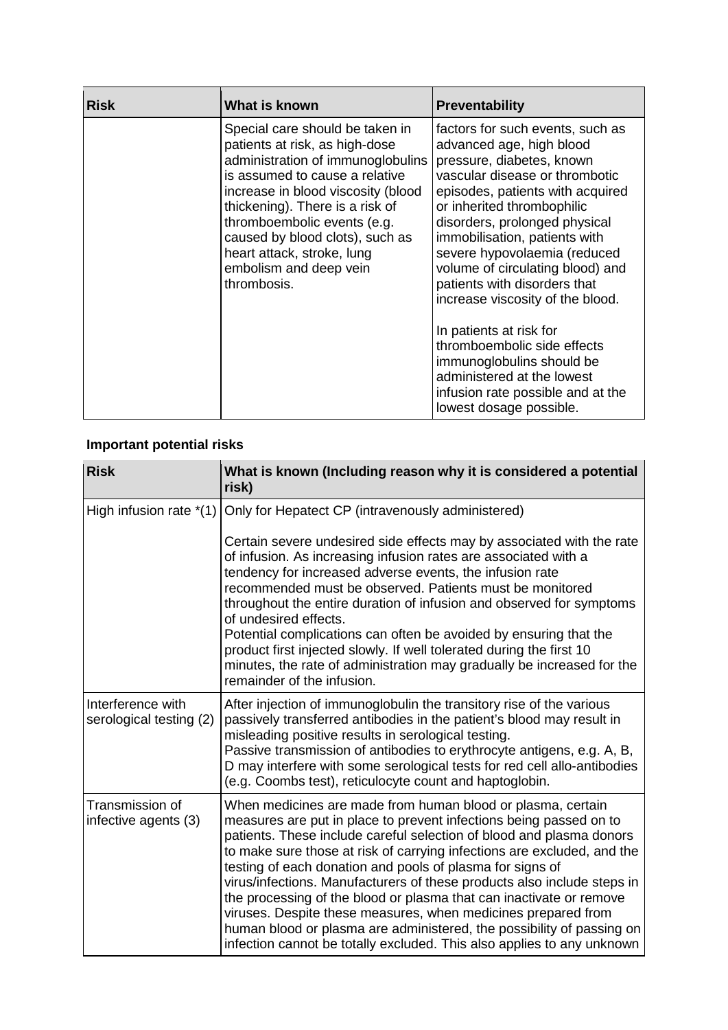| Risk | What is known | Preventability |
|---|---|---|
| | Special care should be taken in patients at risk, as high-dose administration of immunoglobulins is assumed to cause a relative increase in blood viscosity (blood thickening). There is a risk of thromboembolic events (e.g. caused by blood clots), such as heart attack, stroke, lung embolism and deep vein thrombosis. | factors for such events, such as advanced age, high blood pressure, diabetes, known vascular disease or thrombotic episodes, patients with acquired or inherited thrombophilic disorders, prolonged physical immobilisation, patients with severe hypovolaemia (reduced volume of circulating blood) and patients with disorders that increase viscosity of the blood.<br><br>In patients at risk for thromboembolic side effects immunoglobulins should be administered at the lowest infusion rate possible and at the lowest dosage possible. |

**Important potential risks**

| Risk | What is known (Including reason why it is considered a potential risk) |
|---|---|
| High infusion rate *(1) | Only for Hepatect CP (intravenously administered)<br><br>Certain severe undesired side effects may by associated with the rate of infusion. As increasing infusion rates are associated with a tendency for increased adverse events, the infusion rate recommended must be observed. Patients must be monitored throughout the entire duration of infusion and observed for symptoms of undesired effects.<br>Potential complications can often be avoided by ensuring that the product first injected slowly. If well tolerated during the first 10 minutes, the rate of administration may gradually be increased for the remainder of the infusion. |
| Interference with serological testing (2) | After injection of immunoglobulin the transitory rise of the various passively transferred antibodies in the patient's blood may result in misleading positive results in serological testing.<br>Passive transmission of antibodies to erythrocyte antigens, e.g. A, B, D may interfere with some serological tests for red cell allo-antibodies (e.g. Coombs test), reticulocyte count and haptoglobin. |
| Transmission of infective agents (3) | When medicines are made from human blood or plasma, certain measures are put in place to prevent infections being passed on to patients. These include careful selection of blood and plasma donors to make sure those at risk of carrying infections are excluded, and the testing of each donation and pools of plasma for signs of virus/infections. Manufacturers of these products also include steps in the processing of the blood or plasma that can inactivate or remove viruses. Despite these measures, when medicines prepared from human blood or plasma are administered, the possibility of passing on infection cannot be totally excluded. This also applies to any unknown |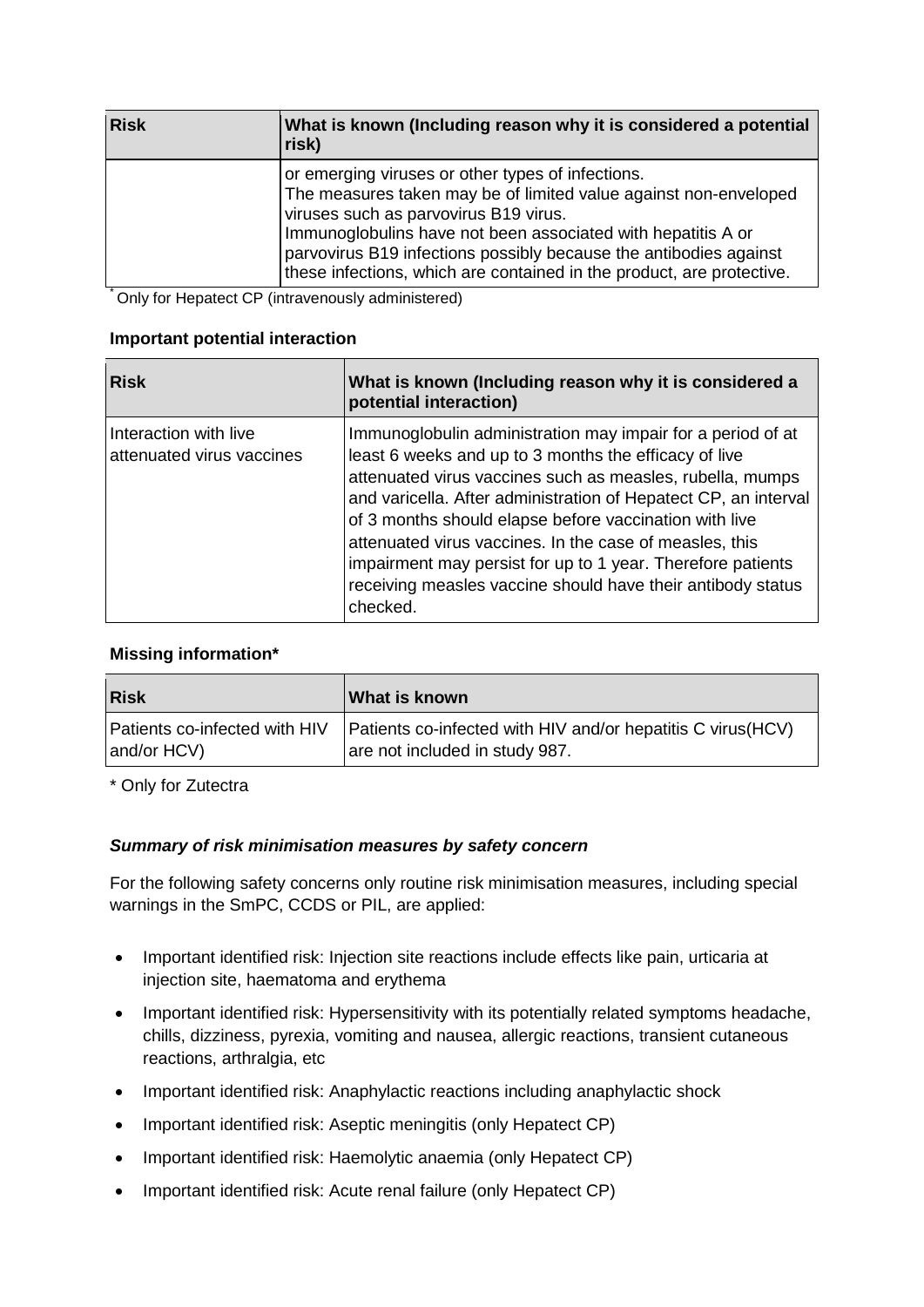| Risk | What is known (Including reason why it is considered a potential risk) |
|---|---|
| | or emerging viruses or other types of infections. The measures taken may be of limited value against non-enveloped viruses such as parvovirus B19 virus. Immunoglobulins have not been associated with hepatitis A or parvovirus B19 infections possibly because the antibodies against these infections, which are contained in the product, are protective. |

* Only for Hepatect CP (intravenously administered)

**Important potential interaction**

| Risk | What is known (Including reason why it is considered a potential interaction) |
|---|---|
| Interaction with live attenuated virus vaccines | Immunoglobulin administration may impair for a period of at least 6 weeks and up to 3 months the efficacy of live attenuated virus vaccines such as measles, rubella, mumps and varicella. After administration of Hepatect CP, an interval of 3 months should elapse before vaccination with live attenuated virus vaccines. In the case of measles, this impairment may persist for up to 1 year. Therefore patients receiving measles vaccine should have their antibody status checked. |

**Missing information***

| Risk | What is known |
|---|---|
| Patients co-infected with HIV and/or HCV) | Patients co-infected with HIV and/or hepatitis C virus(HCV) are not included in study 987. |

* Only for Zutectra

***Summary of risk minimisation measures by safety concern***

For the following safety concerns only routine risk minimisation measures, including special warnings in the SmPC, CCDS or PIL, are applied:

- Important identified risk: Injection site reactions include effects like pain, urticaria at injection site, haematoma and erythema
- Important identified risk: Hypersensitivity with its potentially related symptoms headache, chills, dizziness, pyrexia, vomiting and nausea, allergic reactions, transient cutaneous reactions, arthralgia, etc
- Important identified risk: Anaphylactic reactions including anaphylactic shock
- Important identified risk: Aseptic meningitis (only Hepatect CP)
- Important identified risk: Haemolytic anaemia (only Hepatect CP)
- Important identified risk: Acute renal failure (only Hepatect CP)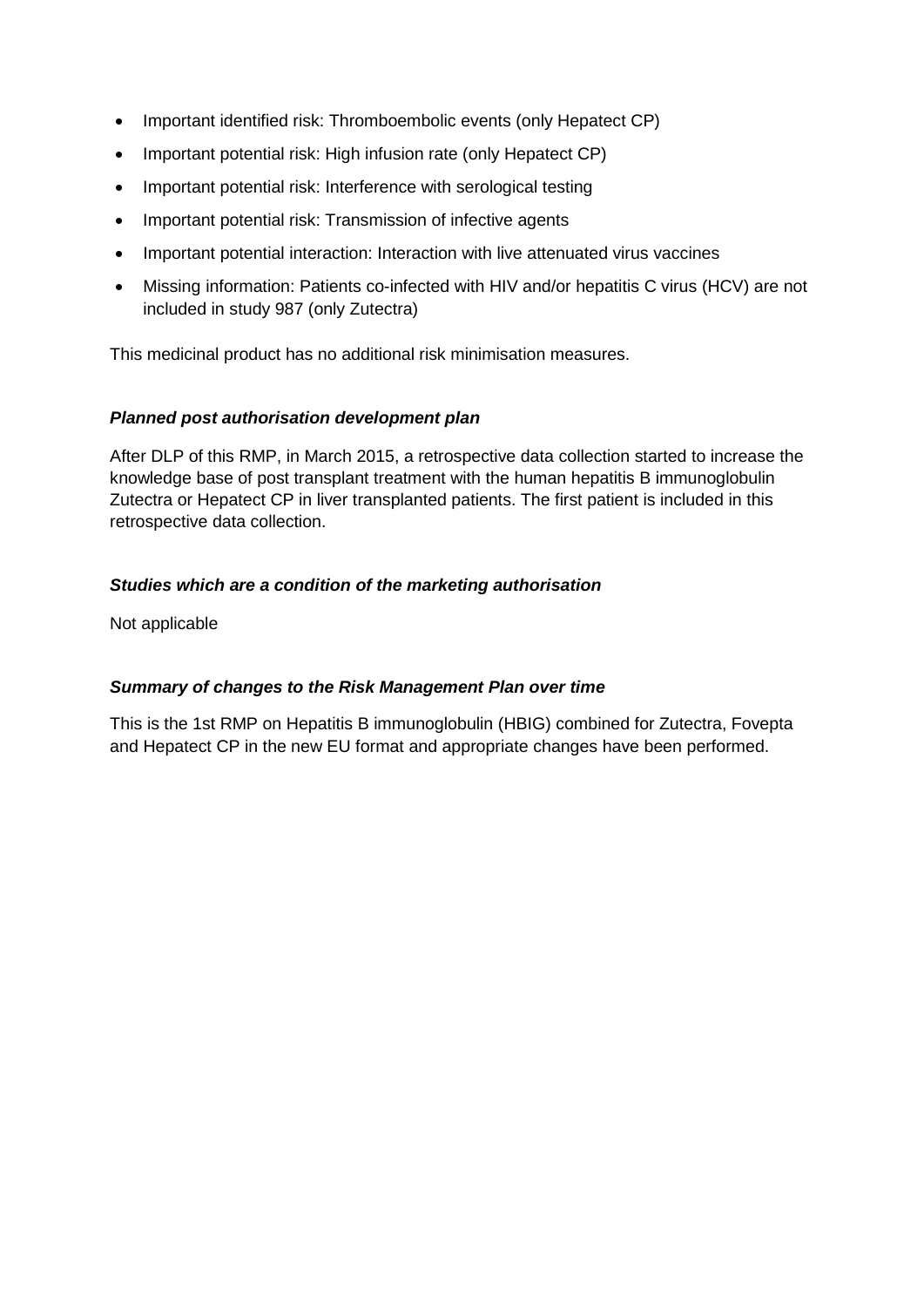- Important identified risk: Thromboembolic events (only Hepatect CP)
- Important potential risk: High infusion rate (only Hepatect CP)
- Important potential risk: Interference with serological testing
- Important potential risk: Transmission of infective agents
- Important potential interaction: Interaction with live attenuated virus vaccines
- Missing information: Patients co-infected with HIV and/or hepatitis C virus (HCV) are not included in study 987 (only Zutectra)

This medicinal product has no additional risk minimisation measures.

***Planned post authorisation development plan***

After DLP of this RMP, in March 2015, a retrospective data collection started to increase the knowledge base of post transplant treatment with the human hepatitis B immunoglobulin Zutectra or Hepatect CP in liver transplanted patients. The first patient is included in this retrospective data collection.

***Studies which are a condition of the marketing authorisation***

Not applicable

***Summary of changes to the Risk Management Plan over time***

This is the 1st RMP on Hepatitis B immunoglobulin (HBIG) combined for Zutectra, Fovepta and Hepatect CP in the new EU format and appropriate changes have been performed.